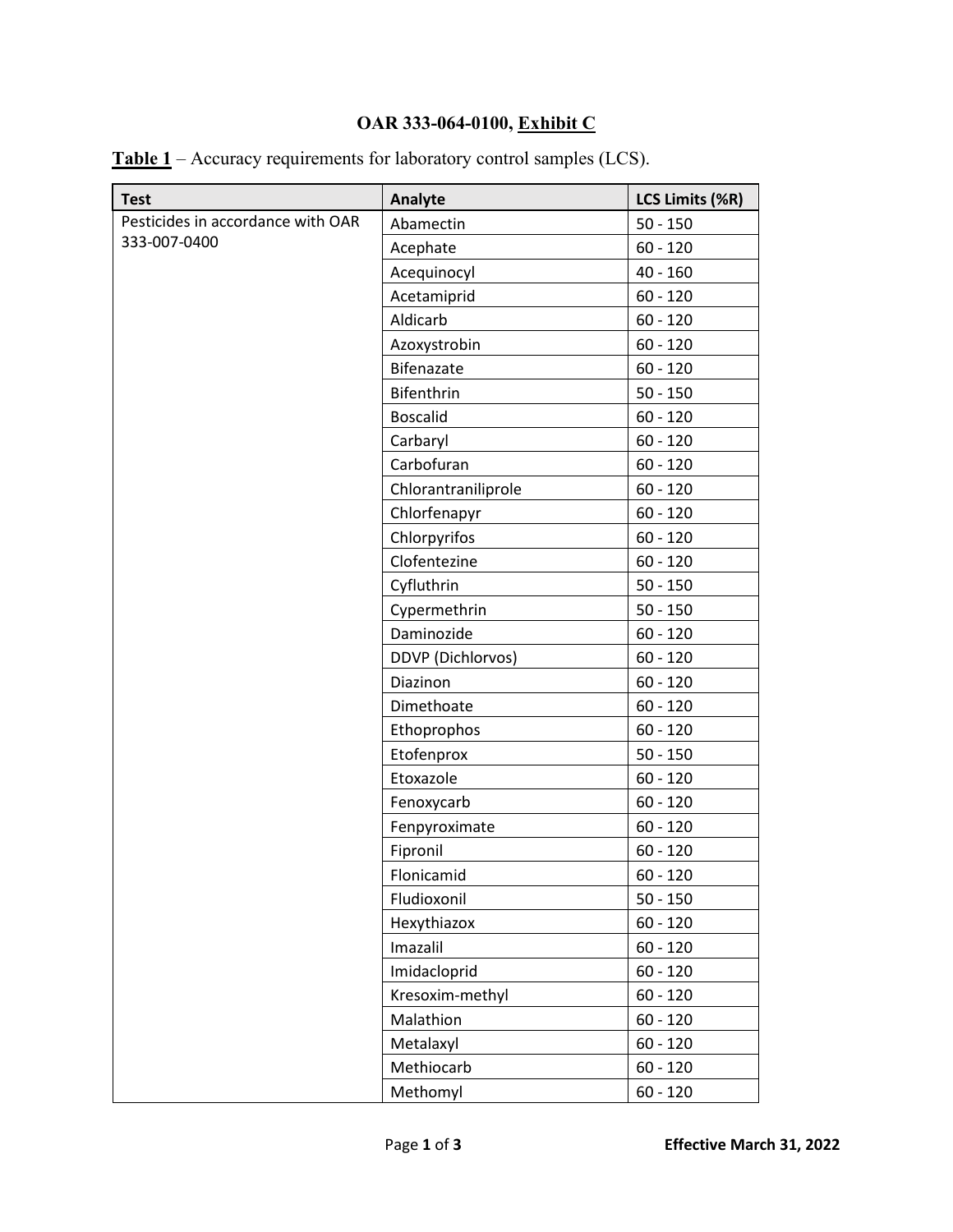# OAR 333-064-0100, Exhibit C

**Table 1** – Accuracy requirements for laboratory control samples (LCS).

| Test | Analyte | LCS Limits (%R) |
|---|---|---|
| Pesticides in accordance with OAR 333-007-0400 | Abamectin | 50 - 150 |
| | Acephate | 60 - 120 |
| | Acequinocyl | 40 - 160 |
| | Acetamiprid | 60 - 120 |
| | Aldicarb | 60 - 120 |
| | Azoxystrobin | 60 - 120 |
| | Bifenazate | 60 - 120 |
| | Bifenthrin | 50 - 150 |
| | Boscalid | 60 - 120 |
| | Carbaryl | 60 - 120 |
| | Carbofuran | 60 - 120 |
| | Chlorantraniliprole | 60 - 120 |
| | Chlorfenapyr | 60 - 120 |
| | Chlorpyrifos | 60 - 120 |
| | Clofentezine | 60 - 120 |
| | Cyfluthrin | 50 - 150 |
| | Cypermethrin | 50 - 150 |
| | Daminozide | 60 - 120 |
| | DDVP (Dichlorvos) | 60 - 120 |
| | Diazinon | 60 - 120 |
| | Dimethoate | 60 - 120 |
| | Ethoprophos | 60 - 120 |
| | Etofenprox | 50 - 150 |
| | Etoxazole | 60 - 120 |
| | Fenoxycarb | 60 - 120 |
| | Fenpyroximate | 60 - 120 |
| | Fipronil | 60 - 120 |
| | Flonicamid | 60 - 120 |
| | Fludioxonil | 50 - 150 |
| | Hexythiazox | 60 - 120 |
| | Imazalil | 60 - 120 |
| | Imidacloprid | 60 - 120 |
| | Kresoxim-methyl | 60 - 120 |
| | Malathion | 60 - 120 |
| | Metalaxyl | 60 - 120 |
| | Methiocarb | 60 - 120 |
| | Methomyl | 60 - 120 |

Effective March 31, 2022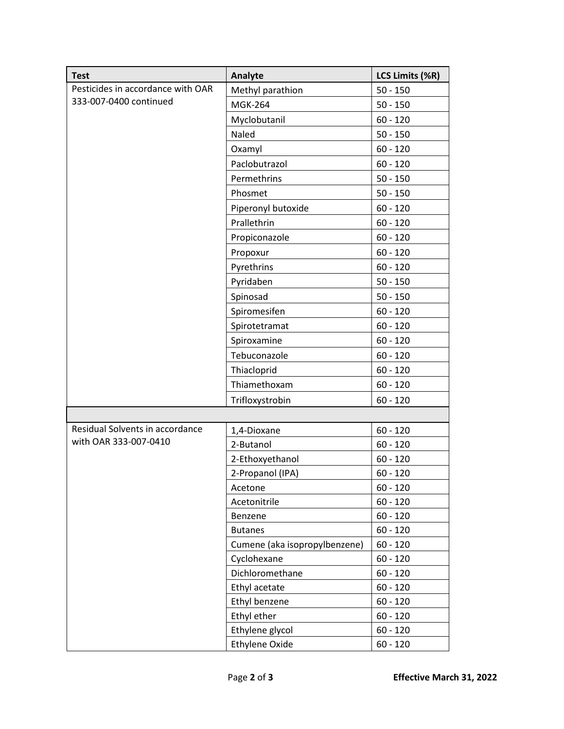| Test | Analyte | LCS Limits (%R) |
| --- | --- | --- |
| Pesticides in accordance with OAR 333-007-0400 continued | Methyl parathion | 50 - 150 |
| | MGK-264 | 50 - 150 |
| | Myclobutanil | 60 - 120 |
| | Naled | 50 - 150 |
| | Oxamyl | 60 - 120 |
| | Paclobutrazol | 60 - 120 |
| | Permethrins | 50 - 150 |
| | Phosmet | 50 - 150 |
| | Piperonyl butoxide | 60 - 120 |
| | Prallethrin | 60 - 120 |
| | Propiconazole | 60 - 120 |
| | Propoxur | 60 - 120 |
| | Pyrethrins | 60 - 120 |
| | Pyridaben | 50 - 150 |
| | Spinosad | 50 - 150 |
| | Spiromesifen | 60 - 120 |
| | Spirotetramat | 60 - 120 |
| | Spiroxamine | 60 - 120 |
| | Tebuconazole | 60 - 120 |
| | Thiacloprid | 60 - 120 |
| | Thiamethoxam | 60 - 120 |
| | Trifloxystrobin | 60 - 120 |
| | | |
| Residual Solvents in accordance with OAR 333-007-0410 | 1,4-Dioxane | 60 - 120 |
| | 2-Butanol | 60 - 120 |
| | 2-Ethoxyethanol | 60 - 120 |
| | 2-Propanol (IPA) | 60 - 120 |
| | Acetone | 60 - 120 |
| | Acetonitrile | 60 - 120 |
| | Benzene | 60 - 120 |
| | Butanes | 60 - 120 |
| | Cumene (aka isopropylbenzene) | 60 - 120 |
| | Cyclohexane | 60 - 120 |
| | Dichloromethane | 60 - 120 |
| | Ethyl acetate | 60 - 120 |
| | Ethyl benzene | 60 - 120 |
| | Ethyl ether | 60 - 120 |
| | Ethylene glycol | 60 - 120 |
| | Ethylene Oxide | 60 - 120 |

**Effective March 31, 2022**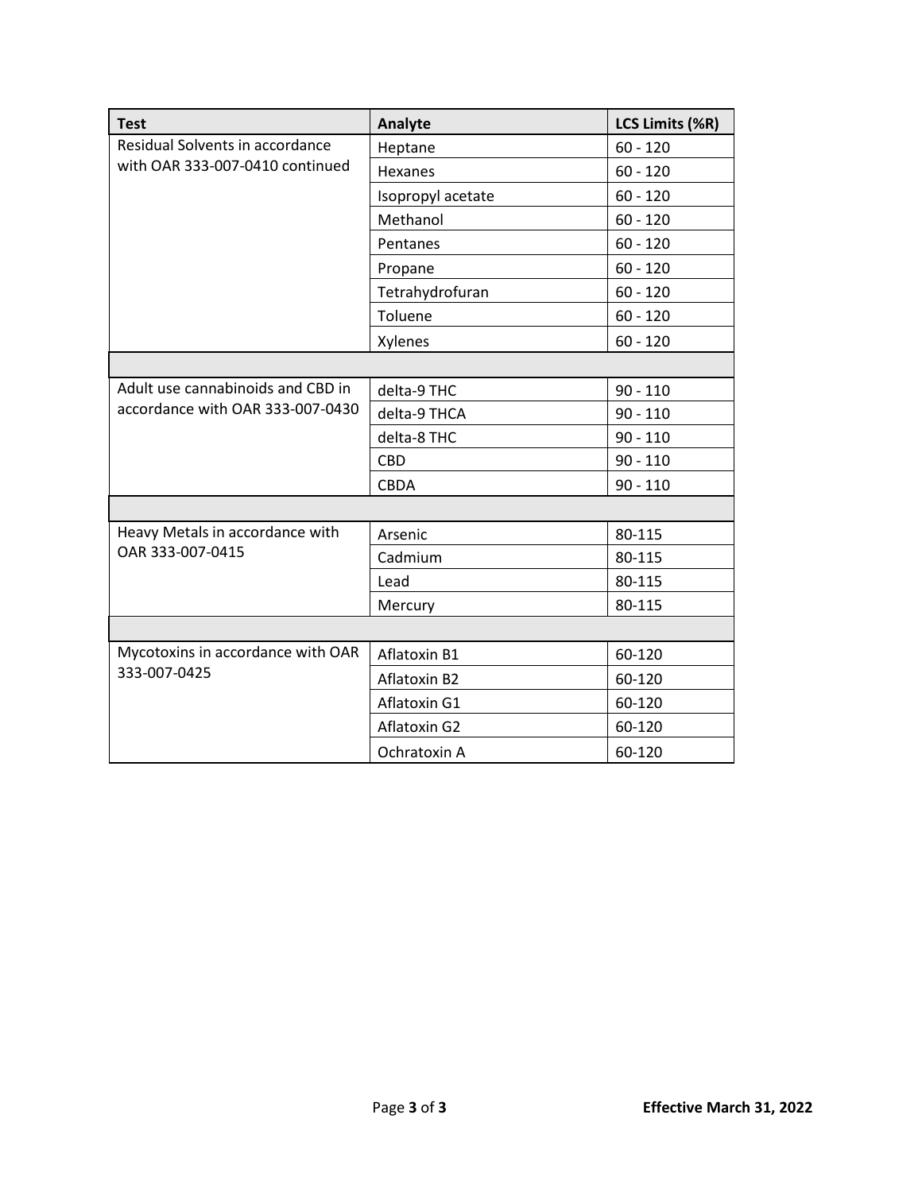| Test | Analyte | LCS Limits (%R) |
|---|---|---|
| Residual Solvents in accordance with OAR 333-007-0410 continued | Heptane | 60 - 120 |
| | Hexanes | 60 - 120 |
| | Isopropyl acetate | 60 - 120 |
| | Methanol | 60 - 120 |
| | Pentanes | 60 - 120 |
| | Propane | 60 - 120 |
| | Tetrahydrofuran | 60 - 120 |
| | Toluene | 60 - 120 |
| | Xylenes | 60 - 120 |
| | | |
| Adult use cannabinoids and CBD in accordance with OAR 333-007-0430 | delta-9 THC | 90 - 110 |
| | delta-9 THCA | 90 - 110 |
| | delta-8 THC | 90 - 110 |
| | CBD | 90 - 110 |
| | CBDA | 90 - 110 |
| | | |
| Heavy Metals in accordance with OAR 333-007-0415 | Arsenic | 80-115 |
| | Cadmium | 80-115 |
| | Lead | 80-115 |
| | Mercury | 80-115 |
| | | |
| Mycotoxins in accordance with OAR 333-007-0425 | Aflatoxin B1 | 60-120 |
| | Aflatoxin B2 | 60-120 |
| | Aflatoxin G1 | 60-120 |
| | Aflatoxin G2 | 60-120 |
| | Ochratoxin A | 60-120 |

**Effective March 31, 2022**